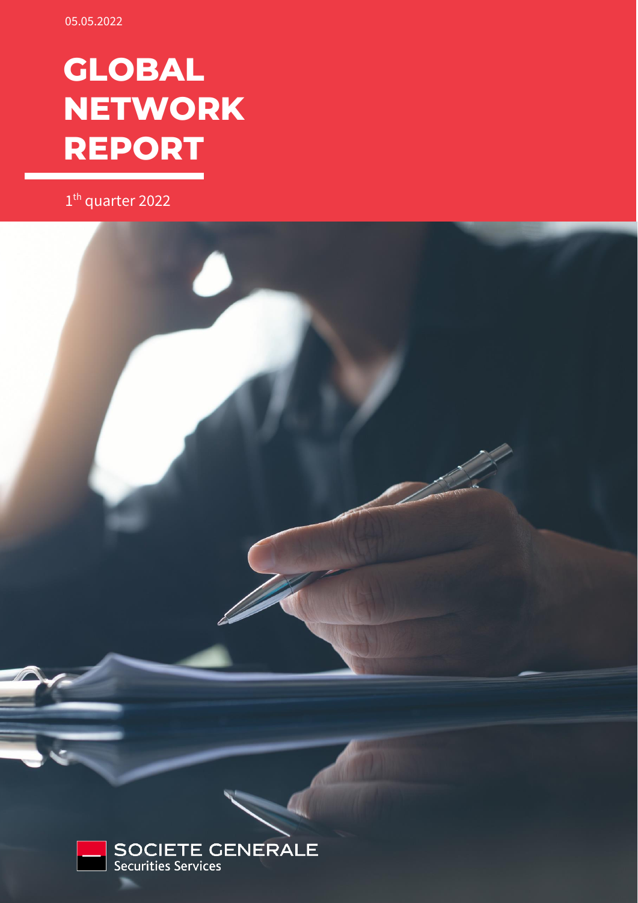05.05.2022

# GLOBAL NETWORK REPORT

1th quarter 2022

SOCIETE GENERALE
Securities Services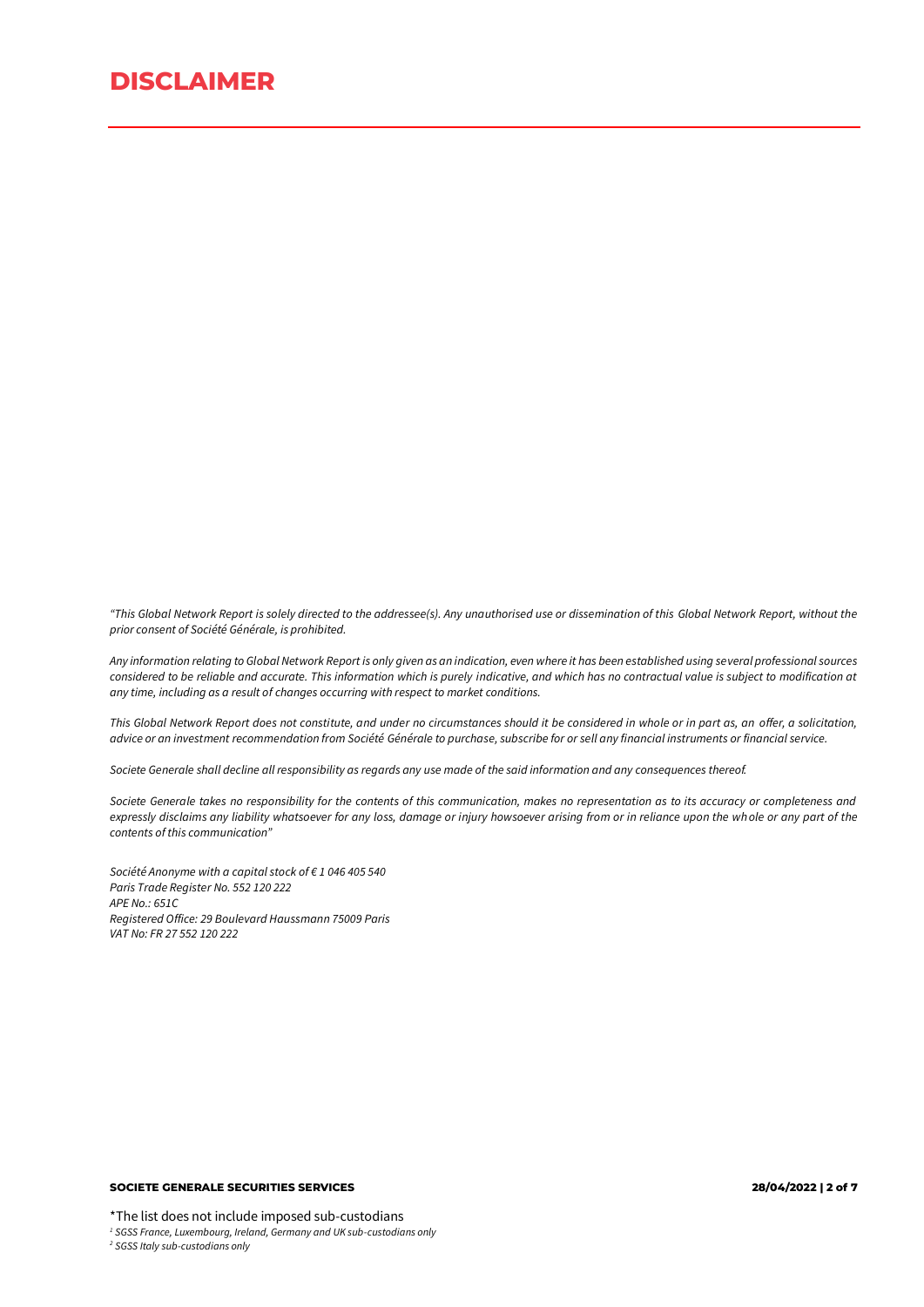# DISCLAIMER

*"This Global Network Report is solely directed to the addressee(s). Any unauthorised use or dissemination of this Global Network Report, without the prior consent of Société Générale, is prohibited.*

*Any information relating to Global Network Report is only given as an indication, even where it has been established using several professional sources considered to be reliable and accurate. This information which is purely indicative, and which has no contractual value is subject to modification at any time, including as a result of changes occurring with respect to market conditions.*

*This Global Network Report does not constitute, and under no circumstances should it be considered in whole or in part as, an offer, a solicitation, advice or an investment recommendation from Société Générale to purchase, subscribe for or sell any financial instruments or financial service.*

*Societe Generale shall decline all responsibility as regards any use made of the said information and any consequences thereof.*

*Societe Generale takes no responsibility for the contents of this communication, makes no representation as to its accuracy or completeness and expressly disclaims any liability whatsoever for any loss, damage or injury howsoever arising from or in reliance upon the whole or any part of the contents of this communication"*

*Société Anonyme with a capital stock of € 1 046 405 540*
*Paris Trade Register No. 552 120 222*
*APE No.: 651C*
*Registered Office: 29 Boulevard Haussmann 75009 Paris*
*VAT No: FR 27 552 120 222*

*The list does not include imposed sub-custodians

[1] *SGSS France, Luxembourg, Ireland, Germany and UK sub-custodians only*

[2] *SGSS Italy sub-custodians only*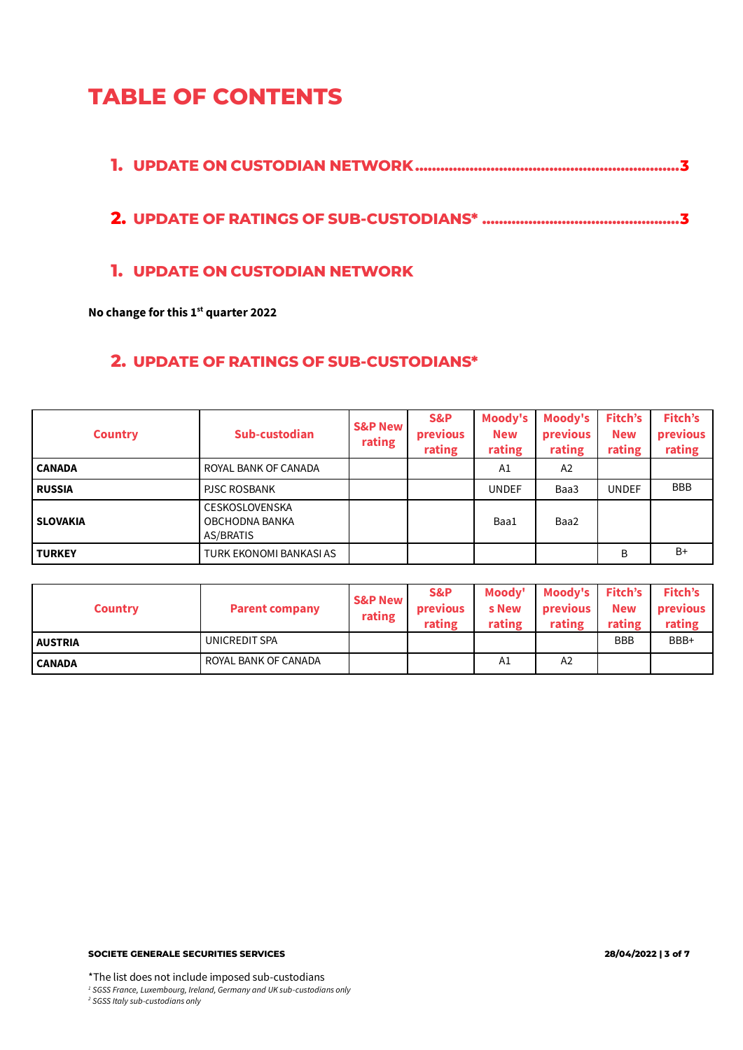# TABLE OF CONTENTS

1. UPDATE ON CUSTODIAN NETWORK ........................................................................3

2. UPDATE OF RATINGS OF SUB-CUSTODIANS* ..................................................3

## 1. UPDATE ON CUSTODIAN NETWORK

**No change for this 1st quarter 2022**

## 2. UPDATE OF RATINGS OF SUB-CUSTODIANS*

| Country | Sub-custodian | S&P New rating | S&P previous rating | Moody's New rating | Moody's previous rating | Fitch's New rating | Fitch's previous rating |
|---|---|---|---|---|---|---|---|
| **CANADA** | ROYAL BANK OF CANADA | | | A1 | A2 | | |
| **RUSSIA** | PJSC ROSBANK | | | UNDEF | Baa3 | UNDEF | BBB |
| **SLOVAKIA** | CESKOSLOVENSKA OBCHODNA BANKA AS/BRATIS | | | Baa1 | Baa2 | | |
| **TURKEY** | TURK EKONOMI BANKASI AS | | | | | B | B+ |

| Country | Parent company | S&P New rating | S&P previous rating | Moody's New rating | Moody's previous rating | Fitch's New rating | Fitch's previous rating |
|---|---|---|---|---|---|---|---|
| **AUSTRIA** | UNICREDIT SPA | | | | | BBB | BBB+ |
| **CANADA** | ROYAL BANK OF CANADA | | | A1 | A2 | | |

*The list does not include imposed sub-custodians

*[1] SGSS France, Luxembourg, Ireland, Germany and UK sub-custodians only*

*[2] SGSS Italy sub-custodians only*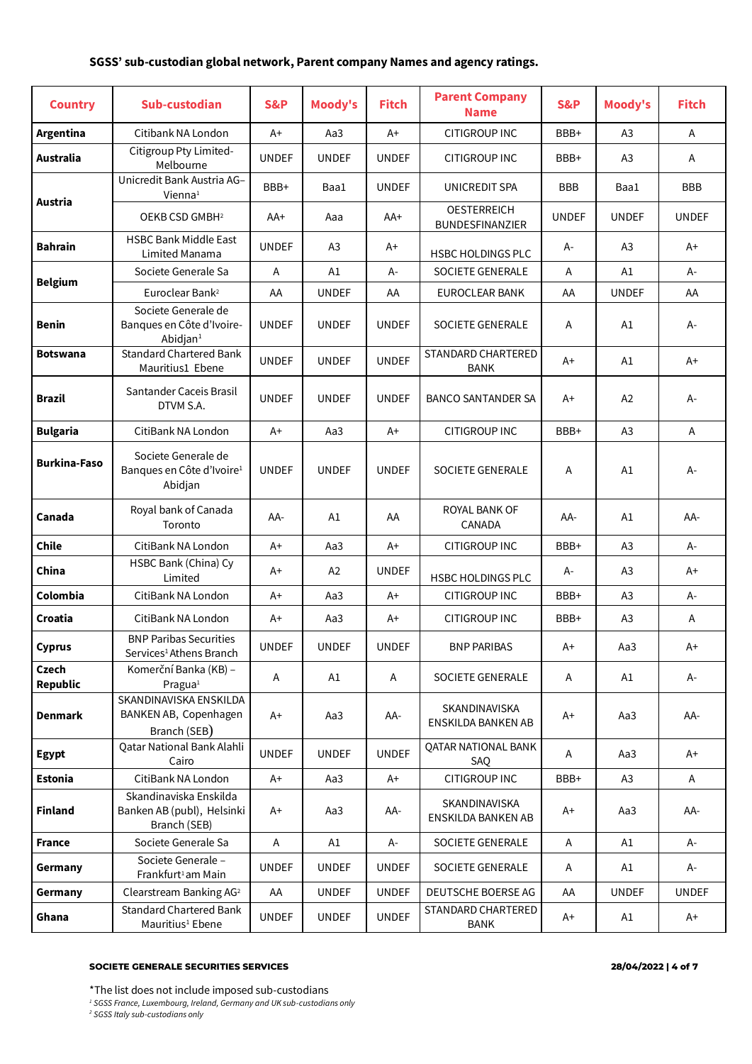**SGSS' sub-custodian global network, Parent company Names and agency ratings.**

| Country | Sub-custodian | S&P | Moody's | Fitch | Parent Company Name | S&P | Moody's | Fitch |
|---|---|---|---|---|---|---|---|---|
| **Argentina** | Citibank NA London | A+ | Aa3 | A+ | CITIGROUP INC | BBB+ | A3 | A |
| **Australia** | Citigroup Pty Limited-Melbourne | UNDEF | UNDEF | UNDEF | CITIGROUP INC | BBB+ | A3 | A |
| **Austria** | Unicredit Bank Austria AG–Vienna[1] | BBB+ | Baa1 | UNDEF | UNICREDIT SPA | BBB | Baa1 | BBB |
| | OEKB CSD GMBH[2] | AA+ | Aaa | AA+ | OESTERREICH BUNDESFINANZIER | UNDEF | UNDEF | UNDEF |
| **Bahrain** | HSBC Bank Middle East Limited Manama | UNDEF | A3 | A+ | HSBC HOLDINGS PLC | A- | A3 | A+ |
| **Belgium** | Societe Generale Sa | A | A1 | A- | SOCIETE GENERALE | A | A1 | A- |
| | Euroclear Bank[2] | AA | UNDEF | AA | EUROCLEAR BANK | AA | UNDEF | AA |
| **Benin** | Societe Generale de Banques en Côte d'Ivoire-Abidjan[1] | UNDEF | UNDEF | UNDEF | SOCIETE GENERALE | A | A1 | A- |
| **Botswana** | Standard Chartered Bank Mauritius1 Ebene | UNDEF | UNDEF | UNDEF | STANDARD CHARTERED BANK | A+ | A1 | A+ |
| **Brazil** | Santander Caceis Brasil DTVM S.A. | UNDEF | UNDEF | UNDEF | BANCO SANTANDER SA | A+ | A2 | A- |
| **Bulgaria** | CitiBank NA London | A+ | Aa3 | A+ | CITIGROUP INC | BBB+ | A3 | A |
| **Burkina-Faso** | Societe Generale de Banques en Côte d'Ivoire[1] Abidjan | UNDEF | UNDEF | UNDEF | SOCIETE GENERALE | A | A1 | A- |
| **Canada** | Royal bank of Canada Toronto | AA- | A1 | AA | ROYAL BANK OF CANADA | AA- | A1 | AA- |
| **Chile** | CitiBank NA London | A+ | Aa3 | A+ | CITIGROUP INC | BBB+ | A3 | A- |
| **China** | HSBC Bank (China) Cy Limited | A+ | A2 | UNDEF | HSBC HOLDINGS PLC | A- | A3 | A+ |
| **Colombia** | CitiBank NA London | A+ | Aa3 | A+ | CITIGROUP INC | BBB+ | A3 | A- |
| **Croatia** | CitiBank NA London | A+ | Aa3 | A+ | CITIGROUP INC | BBB+ | A3 | A |
| **Cyprus** | BNP Paribas Securities Services[1] Athens Branch | UNDEF | UNDEF | UNDEF | BNP PARIBAS | A+ | Aa3 | A+ |
| **Czech Republic** | Komerční Banka (KB) – Pragua[1] | A | A1 | A | SOCIETE GENERALE | A | A1 | A- |
| **Denmark** | SKANDINAVISKA ENSKILDA BANKEN AB, Copenhagen Branch (SEB) | A+ | Aa3 | AA- | SKANDINAVISKA ENSKILDA BANKEN AB | A+ | Aa3 | AA- |
| **Egypt** | Qatar National Bank Alahli Cairo | UNDEF | UNDEF | UNDEF | QATAR NATIONAL BANK SAQ | A | Aa3 | A+ |
| **Estonia** | CitiBank NA London | A+ | Aa3 | A+ | CITIGROUP INC | BBB+ | A3 | A |
| **Finland** | Skandinaviska Enskilda Banken AB (publ), Helsinki Branch (SEB) | A+ | Aa3 | AA- | SKANDINAVISKA ENSKILDA BANKEN AB | A+ | Aa3 | AA- |
| **France** | Societe Generale Sa | A | A1 | A- | SOCIETE GENERALE | A | A1 | A- |
| **Germany** | Societe Generale – Frankfurt[1] am Main | UNDEF | UNDEF | UNDEF | SOCIETE GENERALE | A | A1 | A- |
| **Germany** | Clearstream Banking AG[2] | AA | UNDEF | UNDEF | DEUTSCHE BOERSE AG | AA | UNDEF | UNDEF |
| **Ghana** | Standard Chartered Bank Mauritius[1] Ebene | UNDEF | UNDEF | UNDEF | STANDARD CHARTERED BANK | A+ | A1 | A+ |

\*The list does not include imposed sub-custodians

*[1] SGSS France, Luxembourg, Ireland, Germany and UK sub-custodians only*

*[2] SGSS Italy sub-custodians only*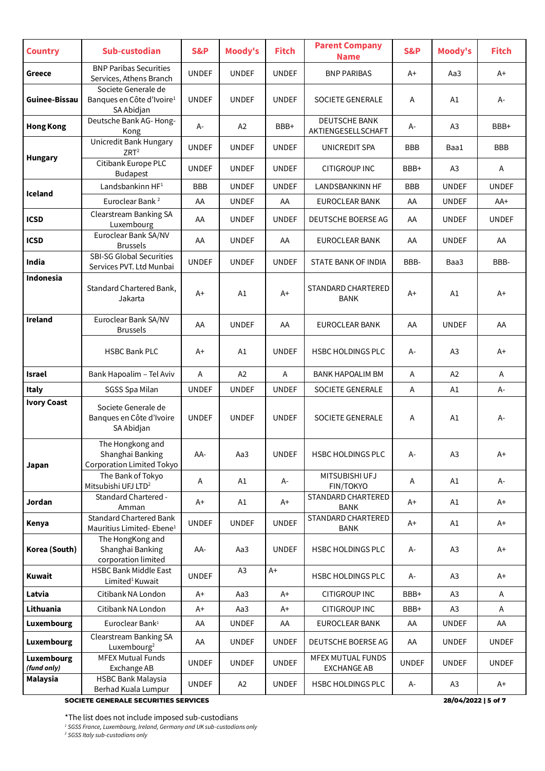| Country | Sub-custodian | S&P | Moody's | Fitch | Parent Company Name | S&P | Moody's | Fitch |
|---|---|---|---|---|---|---|---|---|
| **Greece** | BNP Paribas Securities Services, Athens Branch | UNDEF | UNDEF | UNDEF | BNP PARIBAS | A+ | Aa3 | A+ |
| **Guinee-Bissau** | Societe Generale de Banques en Côte d'Ivoire[1] SA Abidjan | UNDEF | UNDEF | UNDEF | SOCIETE GENERALE | A | A1 | A- |
| **Hong Kong** | Deutsche Bank AG- Hong-Kong | A- | A2 | BBB+ | DEUTSCHE BANK AKTIENGESELLSCHAFT | A- | A3 | BBB+ |
| **Hungary** | Unicredit Bank Hungary ZRT[2] | UNDEF | UNDEF | UNDEF | UNICREDIT SPA | BBB | Baa1 | BBB |
| | Citibank Europe PLC Budapest | UNDEF | UNDEF | UNDEF | CITIGROUP INC | BBB+ | A3 | A |
| **Iceland** | Landsbankinn HF[1] | BBB | UNDEF | UNDEF | LANDSBANKINN HF | BBB | UNDEF | UNDEF |
| | Euroclear Bank [2] | AA | UNDEF | AA | EUROCLEAR BANK | AA | UNDEF | AA+ |
| **ICSD** | Clearstream Banking SA Luxembourg | AA | UNDEF | UNDEF | DEUTSCHE BOERSE AG | AA | UNDEF | UNDEF |
| **ICSD** | Euroclear Bank SA/NV Brussels | AA | UNDEF | AA | EUROCLEAR BANK | AA | UNDEF | AA |
| **India** | SBI-SG Global Securities Services PVT. Ltd Munbai | UNDEF | UNDEF | UNDEF | STATE BANK OF INDIA | BBB- | Baa3 | BBB- |
| **Indonesia** | Standard Chartered Bank, Jakarta | A+ | A1 | A+ | STANDARD CHARTERED BANK | A+ | A1 | A+ |
| **Ireland** | Euroclear Bank SA/NV Brussels | AA | UNDEF | AA | EUROCLEAR BANK | AA | UNDEF | AA |
| | HSBC Bank PLC | A+ | A1 | UNDEF | HSBC HOLDINGS PLC | A- | A3 | A+ |
| **Israel** | Bank Hapoalim – Tel Aviv | A | A2 | A | BANK HAPOALIM BM | A | A2 | A |
| **Italy** | SGSS Spa Milan | UNDEF | UNDEF | UNDEF | SOCIETE GENERALE | A | A1 | A- |
| **Ivory Coast** | Societe Generale de Banques en Côte d'Ivoire SA Abidjan | UNDEF | UNDEF | UNDEF | SOCIETE GENERALE | A | A1 | A- |
| **Japan** | The Hongkong and Shanghai Banking Corporation Limited Tokyo | AA- | Aa3 | UNDEF | HSBC HOLDINGS PLC | A- | A3 | A+ |
| | The Bank of Tokyo Mitsubishi UFJ LTD[2] | A | A1 | A- | MITSUBISHI UFJ FIN/TOKYO | A | A1 | A- |
| **Jordan** | Standard Chartered - Amman | A+ | A1 | A+ | STANDARD CHARTERED BANK | A+ | A1 | A+ |
| **Kenya** | Standard Chartered Bank Mauritius Limited- Ebene[1] | UNDEF | UNDEF | UNDEF | STANDARD CHARTERED BANK | A+ | A1 | A+ |
| **Korea (South)** | The HongKong and Shanghai Banking corporation limited | AA- | Aa3 | UNDEF | HSBC HOLDINGS PLC | A- | A3 | A+ |
| **Kuwait** | HSBC Bank Middle East Limited[1] Kuwait | UNDEF | A3 | A+ | HSBC HOLDINGS PLC | A- | A3 | A+ |
| **Latvia** | Citibank NA London | A+ | Aa3 | A+ | CITIGROUP INC | BBB+ | A3 | A |
| **Lithuania** | Citibank NA London | A+ | Aa3 | A+ | CITIGROUP INC | BBB+ | A3 | A |
| **Luxembourg** | Euroclear Bank[1] | AA | UNDEF | AA | EUROCLEAR BANK | AA | UNDEF | AA |
| **Luxembourg** | Clearstream Banking SA Luxembourg[2] | AA | UNDEF | UNDEF | DEUTSCHE BOERSE AG | AA | UNDEF | UNDEF |
| **Luxembourg** ***(fund only)*** | MFEX Mutual Funds Exchange AB | UNDEF | UNDEF | UNDEF | MFEX MUTUAL FUNDS EXCHANGE AB | UNDEF | UNDEF | UNDEF |
| **Malaysia** | HSBC Bank Malaysia Berhad Kuala Lumpur | UNDEF | A2 | UNDEF | HSBC HOLDINGS PLC | A- | A3 | A+ |

*The list does not include imposed sub-custodians

*[1] SGSS France, Luxembourg, Ireland, Germany and UK sub-custodians only*

*[2] SGSS Italy sub-custodians only*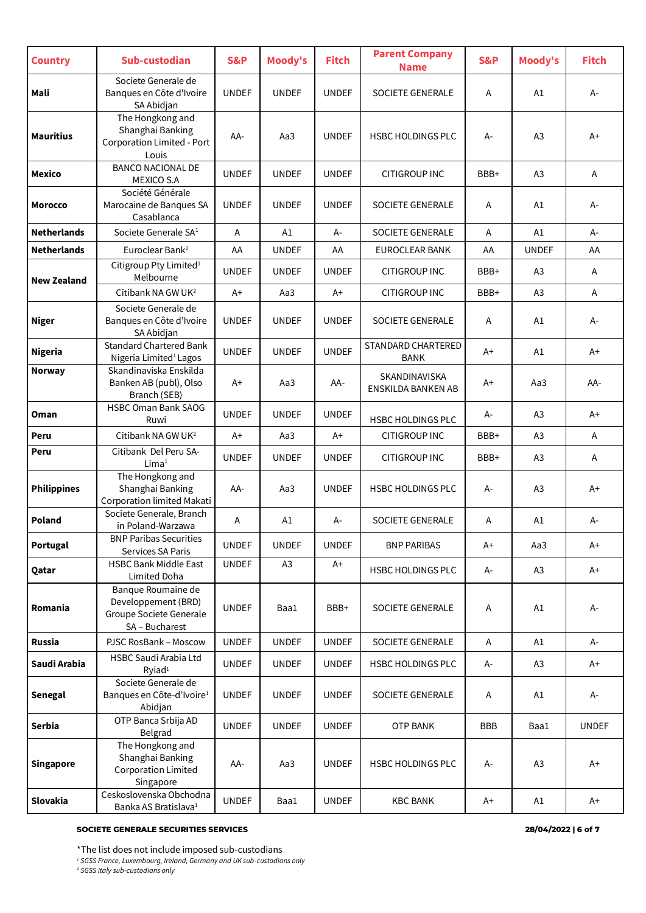| Country | Sub-custodian | S&P | Moody's | Fitch | Parent Company Name | S&P | Moody's | Fitch |
|---|---|---|---|---|---|---|---|---|
| **Mali** | Societe Generale de Banques en Côte d'Ivoire SA Abidjan | UNDEF | UNDEF | UNDEF | SOCIETE GENERALE | A | A1 | A- |
| **Mauritius** | The Hongkong and Shanghai Banking Corporation Limited - Port Louis | AA- | Aa3 | UNDEF | HSBC HOLDINGS PLC | A- | A3 | A+ |
| **Mexico** | BANCO NACIONAL DE MEXICO S.A | UNDEF | UNDEF | UNDEF | CITIGROUP INC | BBB+ | A3 | A |
| **Morocco** | Société Générale Marocaine de Banques SA Casablanca | UNDEF | UNDEF | UNDEF | SOCIETE GENERALE | A | A1 | A- |
| **Netherlands** | Societe Generale SA[1] | A | A1 | A- | SOCIETE GENERALE | A | A1 | A- |
| **Netherlands** | Euroclear Bank[2] | AA | UNDEF | AA | EUROCLEAR BANK | AA | UNDEF | AA |
| **New Zealand** | Citigroup Pty Limited[1] Melbourne | UNDEF | UNDEF | UNDEF | CITIGROUP INC | BBB+ | A3 | A |
| | Citibank NA GW UK[2] | A+ | Aa3 | A+ | CITIGROUP INC | BBB+ | A3 | A |
| **Niger** | Societe Generale de Banques en Côte d'Ivoire SA Abidjan | UNDEF | UNDEF | UNDEF | SOCIETE GENERALE | A | A1 | A- |
| **Nigeria** | Standard Chartered Bank Nigeria Limited[1] Lagos | UNDEF | UNDEF | UNDEF | STANDARD CHARTERED BANK | A+ | A1 | A+ |
| **Norway** | Skandinaviska Enskilda Banken AB (publ), Olso Branch (SEB) | A+ | Aa3 | AA- | SKANDINAVISKA ENSKILDA BANKEN AB | A+ | Aa3 | AA- |
| **Oman** | HSBC Oman Bank SAOG Ruwi | UNDEF | UNDEF | UNDEF | HSBC HOLDINGS PLC | A- | A3 | A+ |
| **Peru** | Citibank NA GW UK[2] | A+ | Aa3 | A+ | CITIGROUP INC | BBB+ | A3 | A |
| **Peru** | Citibank Del Peru SA-Lima[1] | UNDEF | UNDEF | UNDEF | CITIGROUP INC | BBB+ | A3 | A |
| **Philippines** | The Hongkong and Shanghai Banking Corporation limited Makati | AA- | Aa3 | UNDEF | HSBC HOLDINGS PLC | A- | A3 | A+ |
| **Poland** | Societe Generale, Branch in Poland-Warzawa | A | A1 | A- | SOCIETE GENERALE | A | A1 | A- |
| **Portugal** | BNP Paribas Securities Services SA Paris | UNDEF | UNDEF | UNDEF | BNP PARIBAS | A+ | Aa3 | A+ |
| **Qatar** | HSBC Bank Middle East Limited Doha | UNDEF | A3 | A+ | HSBC HOLDINGS PLC | A- | A3 | A+ |
| **Romania** | Banque Roumaine de Developpement (BRD) Groupe Societe Generale SA – Bucharest | UNDEF | Baa1 | BBB+ | SOCIETE GENERALE | A | A1 | A- |
| **Russia** | PJSC RosBank – Moscow | UNDEF | UNDEF | UNDEF | SOCIETE GENERALE | A | A1 | A- |
| **Saudi Arabia** | HSBC Saudi Arabia Ltd Ryiad[1] | UNDEF | UNDEF | UNDEF | HSBC HOLDINGS PLC | A- | A3 | A+ |
| **Senegal** | Societe Generale de Banques en Côte-d'Ivoire[1] Abidjan | UNDEF | UNDEF | UNDEF | SOCIETE GENERALE | A | A1 | A- |
| **Serbia** | OTP Banca Srbija AD Belgrad | UNDEF | UNDEF | UNDEF | OTP BANK | BBB | Baa1 | UNDEF |
| **Singapore** | The Hongkong and Shanghai Banking Corporation Limited Singapore | AA- | Aa3 | UNDEF | HSBC HOLDINGS PLC | A- | A3 | A+ |
| **Slovakia** | Ceskoslovenska Obchodna Banka AS Bratislava[1] | UNDEF | Baa1 | UNDEF | KBC BANK | A+ | A1 | A+ |

*The list does not include imposed sub-custodians

*[1] SGSS France, Luxembourg, Ireland, Germany and UK sub-custodians only*

*[2] SGSS Italy sub-custodians only*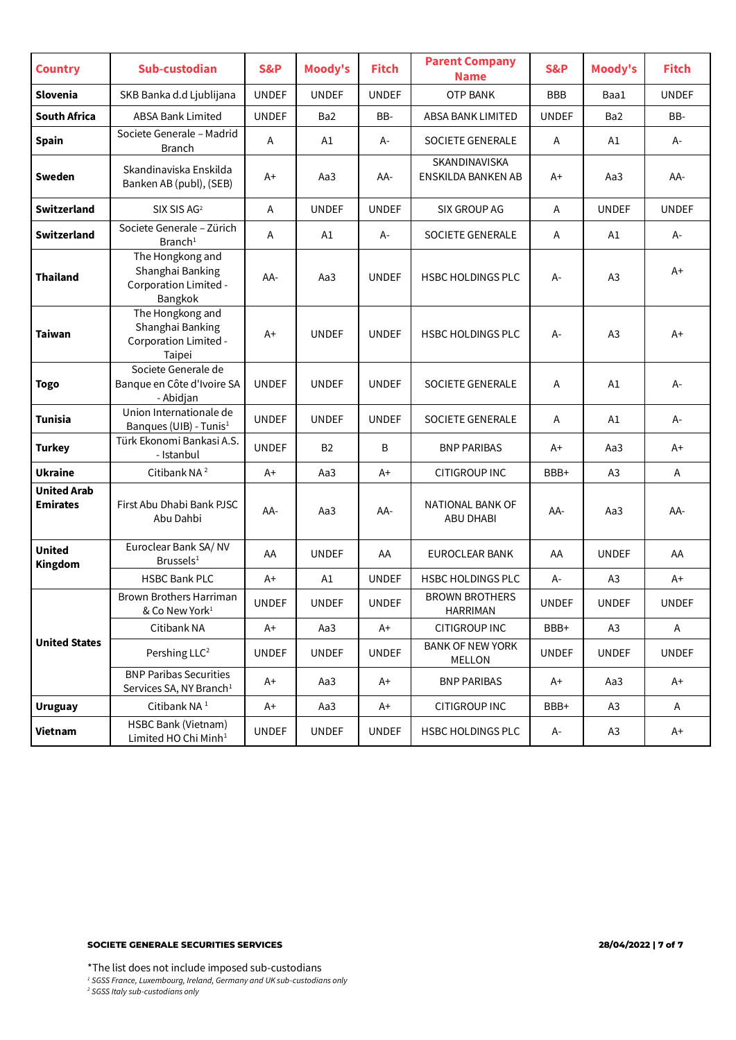| Country | Sub-custodian | S&P | Moody's | Fitch | Parent Company Name | S&P | Moody's | Fitch |
|---|---|---|---|---|---|---|---|---|
| **Slovenia** | SKB Banka d.d Ljublijana | UNDEF | UNDEF | UNDEF | OTP BANK | BBB | Baa1 | UNDEF |
| **South Africa** | ABSA Bank Limited | UNDEF | Ba2 | BB- | ABSA BANK LIMITED | UNDEF | Ba2 | BB- |
| **Spain** | Societe Generale – Madrid Branch | A | A1 | A- | SOCIETE GENERALE | A | A1 | A- |
| **Sweden** | Skandinaviska Enskilda Banken AB (publ), (SEB) | A+ | Aa3 | AA- | SKANDINAVISKA ENSKILDA BANKEN AB | A+ | Aa3 | AA- |
| **Switzerland** | SIX SIS AG[2] | A | UNDEF | UNDEF | SIX GROUP AG | A | UNDEF | UNDEF |
| **Switzerland** | Societe Generale – Zürich Branch[1] | A | A1 | A- | SOCIETE GENERALE | A | A1 | A- |
| **Thailand** | The Hongkong and Shanghai Banking Corporation Limited - Bangkok | AA- | Aa3 | UNDEF | HSBC HOLDINGS PLC | A- | A3 | A+ |
| **Taiwan** | The Hongkong and Shanghai Banking Corporation Limited - Taipei | A+ | UNDEF | UNDEF | HSBC HOLDINGS PLC | A- | A3 | A+ |
| **Togo** | Societe Generale de Banque en Côte d'Ivoire SA - Abidjan | UNDEF | UNDEF | UNDEF | SOCIETE GENERALE | A | A1 | A- |
| **Tunisia** | Union Internationale de Banques (UIB) - Tunis[1] | UNDEF | UNDEF | UNDEF | SOCIETE GENERALE | A | A1 | A- |
| **Turkey** | Türk Ekonomi Bankasi A.S. - Istanbul | UNDEF | B2 | B | BNP PARIBAS | A+ | Aa3 | A+ |
| **Ukraine** | Citibank NA [2] | A+ | Aa3 | A+ | CITIGROUP INC | BBB+ | A3 | A |
| **United Arab Emirates** | First Abu Dhabi Bank PJSC Abu Dahbi | AA- | Aa3 | AA- | NATIONAL BANK OF ABU DHABI | AA- | Aa3 | AA- |
| **United Kingdom** | Euroclear Bank SA/ NV Brussels[1] | AA | UNDEF | AA | EUROCLEAR BANK | AA | UNDEF | AA |
| | HSBC Bank PLC | A+ | A1 | UNDEF | HSBC HOLDINGS PLC | A- | A3 | A+ |
| **United States** | Brown Brothers Harriman & Co New York[1] | UNDEF | UNDEF | UNDEF | BROWN BROTHERS HARRIMAN | UNDEF | UNDEF | UNDEF |
| | Citibank NA | A+ | Aa3 | A+ | CITIGROUP INC | BBB+ | A3 | A |
| | Pershing LLC[2] | UNDEF | UNDEF | UNDEF | BANK OF NEW YORK MELLON | UNDEF | UNDEF | UNDEF |
| | BNP Paribas Securities Services SA, NY Branch[1] | A+ | Aa3 | A+ | BNP PARIBAS | A+ | Aa3 | A+ |
| **Uruguay** | Citibank NA [1] | A+ | Aa3 | A+ | CITIGROUP INC | BBB+ | A3 | A |
| **Vietnam** | HSBC Bank (Vietnam) Limited HO Chi Minh[1] | UNDEF | UNDEF | UNDEF | HSBC HOLDINGS PLC | A- | A3 | A+ |

*The list does not include imposed sub-custodians

[1] *SGSS France, Luxembourg, Ireland, Germany and UK sub-custodians only*

[2] *SGSS Italy sub-custodians only*